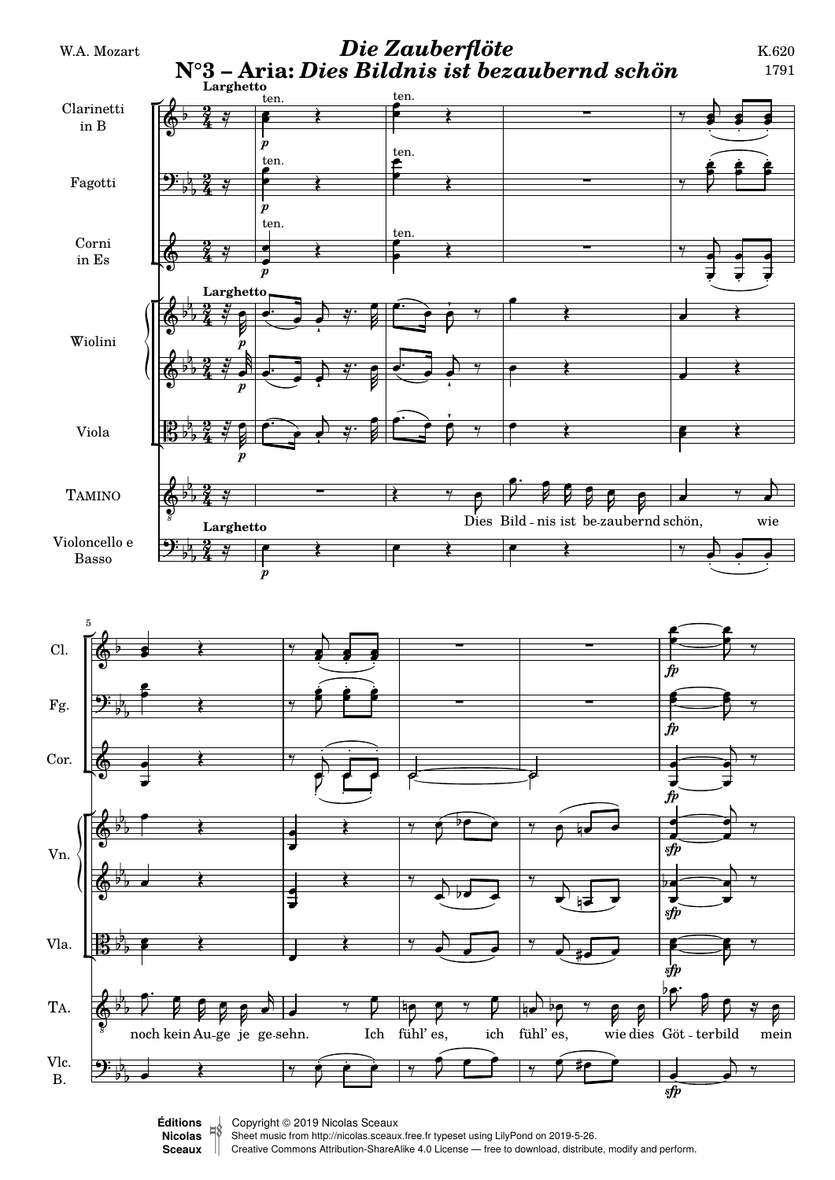W.A. Mozart

# *Die Zauberflöte*
## N°3 – Aria: *Dies Bildnis ist bezaubernd schön*

K.620
1791

Larghetto

Clarinetti in B — Fagotti — Corni in Es — Wiolini — Viola — Tamino — Violoncello e Basso

Dies Bild - nis ist be-zaubernd schön, wie noch kein Au-ge je ge-sehn. Ich fühl' es, ich fühl' es, wie dies Göt - terbild mein

Éditions Nicolas Sceaux

Copyright © 2019 Nicolas Sceaux
Sheet music from http://nicolas.sceaux.free.fr typeset using LilyPond on 2019-5-26.
Creative Commons Attribution-ShareAlike 4.0 License — free to download, distribute, modify and perform.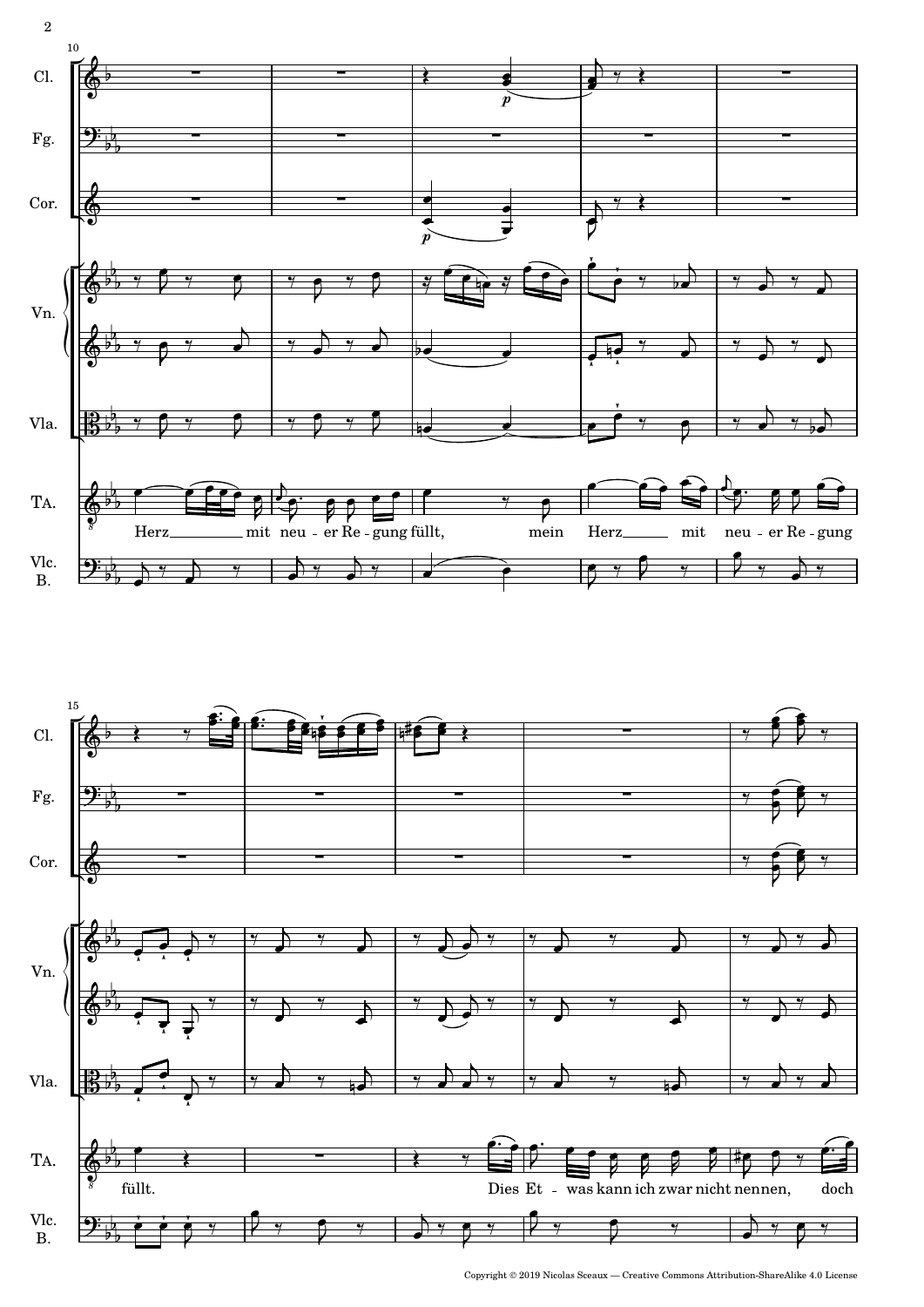Cl.

Fg.

Cor.

Vn.

Vla.

TA.

Herz mit neu - er Re - gung füllt, mein Herz mit neu - er Re - gung

Vlc. B.

Cl.

Fg.

Cor.

Vn.

Vla.

TA.

füllt. Dies Et - was kann ich zwar nicht nennen, doch

Vlc. B.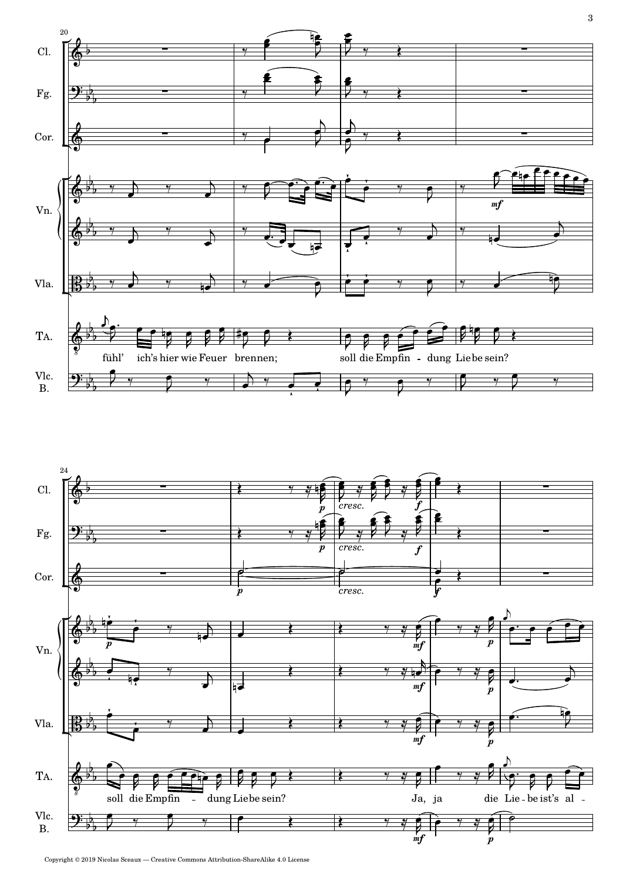fühl' ich's hier wie Feuer brennen; soll die Empfin - dung Liebe sein?

soll die Empfin - dung Liebe sein? Ja, ja die Lie - be ist's al -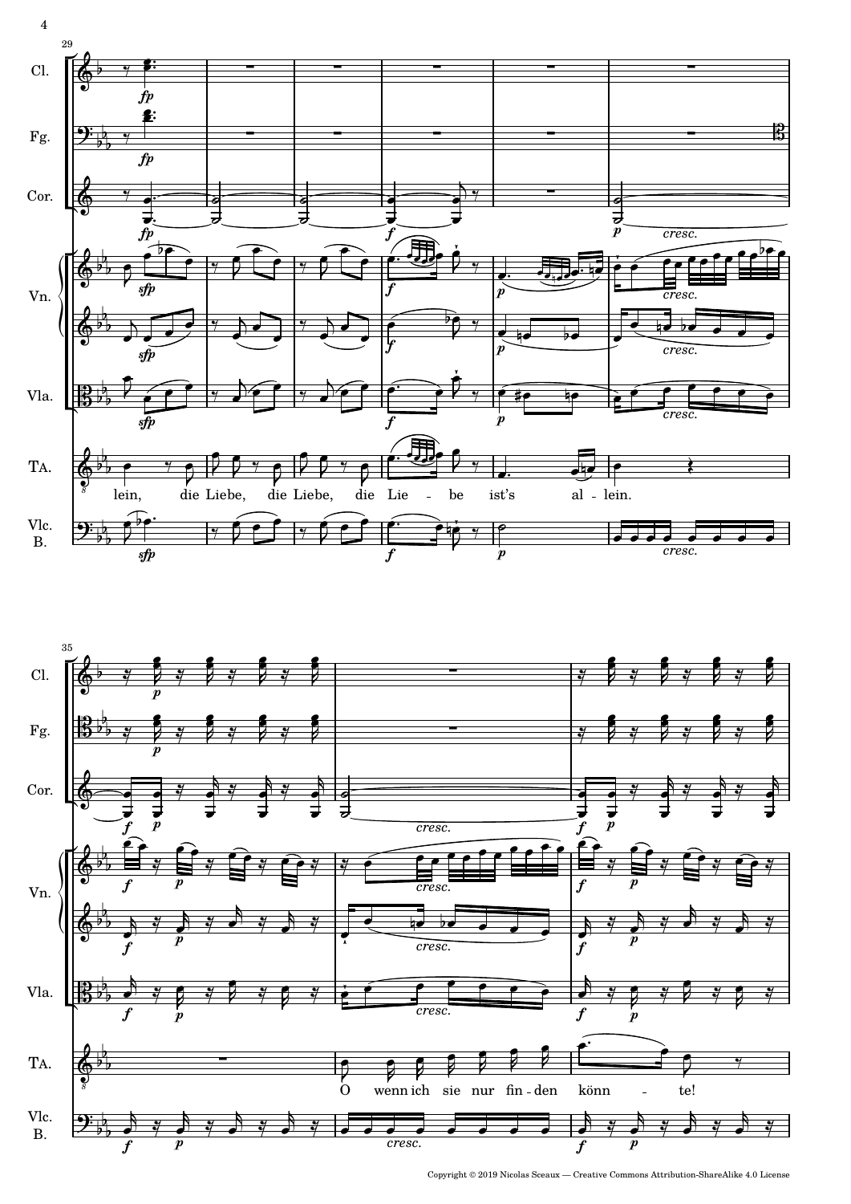29

Cl.

Fg.

Cor.

Vn.

Vla.

TA.

lein, die Liebe, die Liebe, die Lie - be ist's al - lein.

Vlc.
B.

35

Cl.

Fg.

Cor.

Vn.

Vla.

TA.

O wenn ich sie nur fin - den könn - te!

Vlc.
B.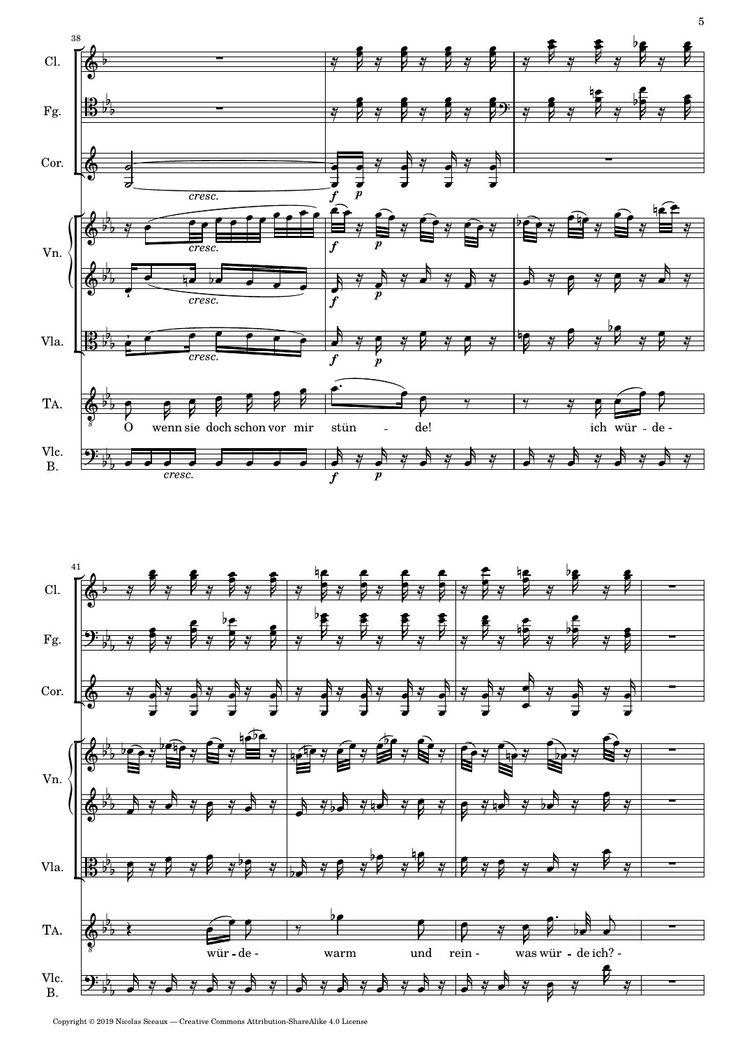Cl.

Fg.

Cor.

Vn.

Vla.

TA.

O wenn sie doch schon vor mir stün - de! ich wür - de -

Vlc. B.

*cresc.* *f* *p*

wür - de - warm und rein - was wür - de ich? -

Copyright © 2019 Nicolas Sceaux — Creative Commons Attribution-ShareAlike 4.0 License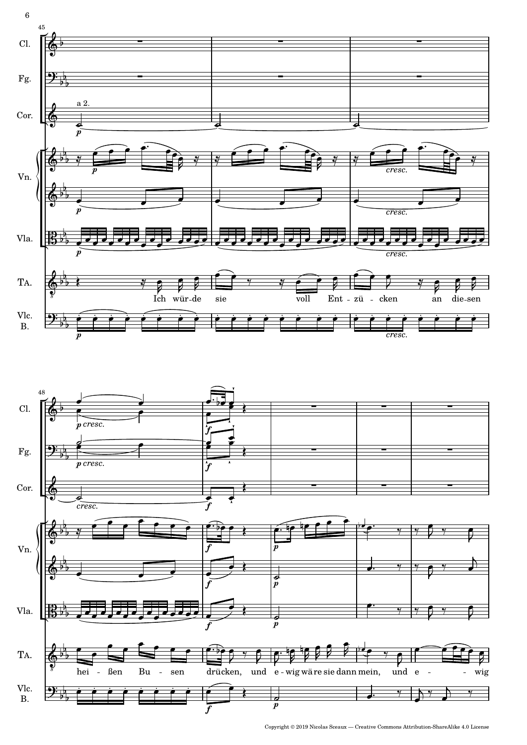Cl.

Fg.

Cor.

a 2.

Vn.

Vla.

TA.

Ich wür-de sie voll Ent-zü-cken an die-sen

Vlc. B.

*p* *cresc.*

hei-ßen Bu-sen drücken, und e-wig wä-re sie dann mein, und e- - wig

*p cresc.* *f*

Copyright © 2019 Nicolas Sceaux — Creative Commons Attribution-ShareAlike 4.0 License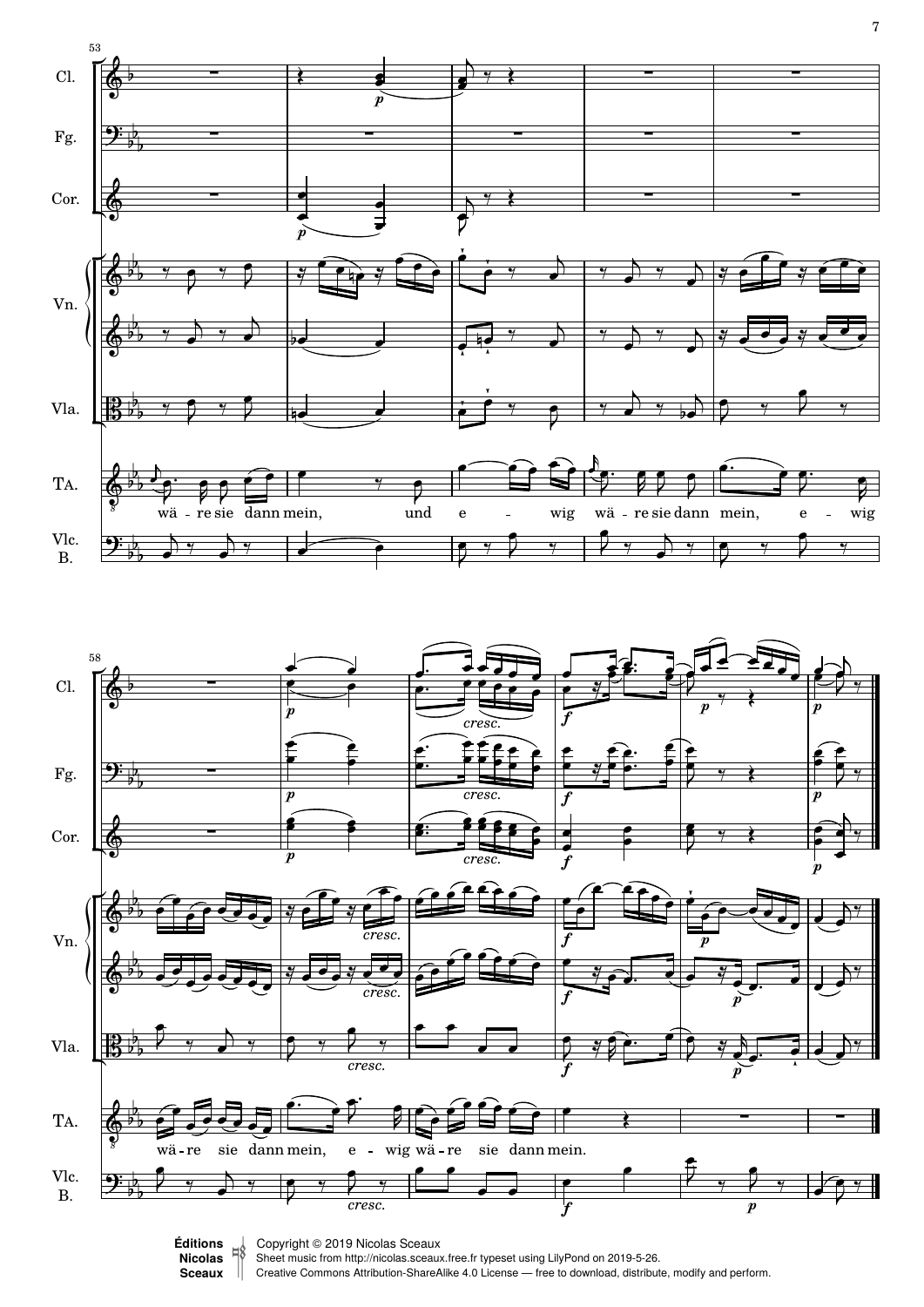**Éditions Nicolas Sceaux**

Copyright © 2019 Nicolas Sceaux
Sheet music from http://nicolas.sceaux.free.fr typeset using LilyPond on 2019-5-26.
Creative Commons Attribution-ShareAlike 4.0 License — free to download, distribute, modify and perform.